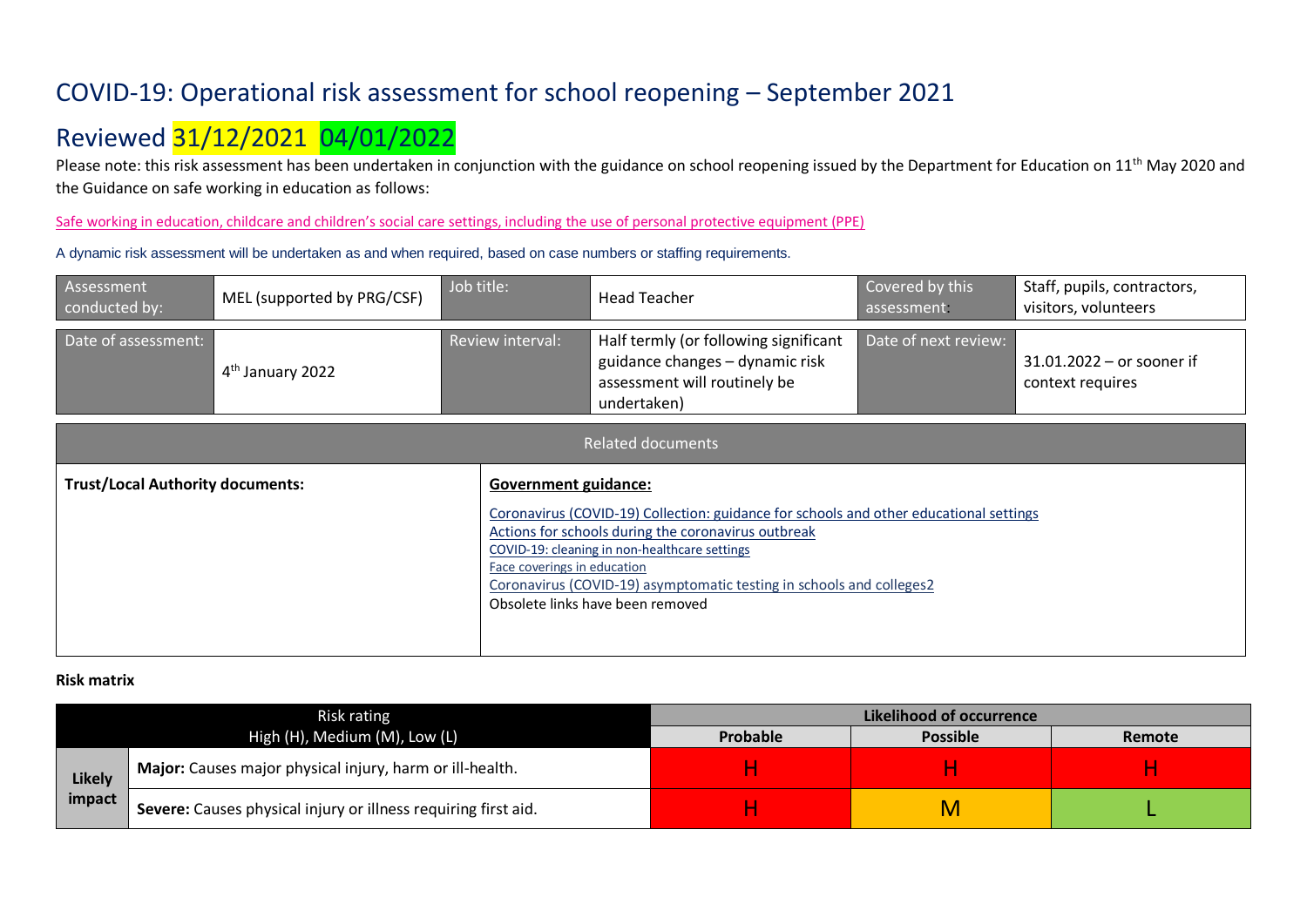# COVID-19: Operational risk assessment for school reopening – September 2021

## Reviewed 31/12/2021 04/01/2022

Please note: this risk assessment has been undertaken in conjunction with the guidance on school reopening issued by the Department for Education on 11th May 2020 and the Guidance on safe working in education as follows:

Safe working in education, childcare and children's social care settings, including the use of personal protective equipment (PPE)

A dynamic risk assessment will be undertaken as and when required, based on case numbers or staffing requirements.

| | | | | | |
|---|---|---|---|---|---|
| Assessment conducted by: | MEL (supported by PRG/CSF) | Job title: | Head Teacher | Covered by this assessment: | Staff, pupils, contractors, visitors, volunteers |
| Date of assessment: | 4th January 2022 | Review interval: | Half termly (or following significant guidance changes – dynamic risk assessment will routinely be undertaken) | Date of next review: | 31.01.2022 – or sooner if context requires |

| Related documents | |
|---|---|
| **Trust/Local Authority documents:** | **Government guidance:**<br>Coronavirus (COVID-19) Collection: guidance for schools and other educational settings<br>Actions for schools during the coronavirus outbreak<br>COVID-19: cleaning in non-healthcare settings<br>Face coverings in education<br>Coronavirus (COVID-19) asymptomatic testing in schools and colleges2<br>Obsolete links have been removed |

**Risk matrix**

| Risk rating High (H), Medium (M), Low (L) | | Likelihood of occurrence | | |
|---|---|---|---|---|
| | | **Probable** | **Possible** | **Remote** |
| **Likely impact** | **Major:** Causes major physical injury, harm or ill-health. | H | H | H |
| | **Severe:** Causes physical injury or illness requiring first aid. | H | M | L |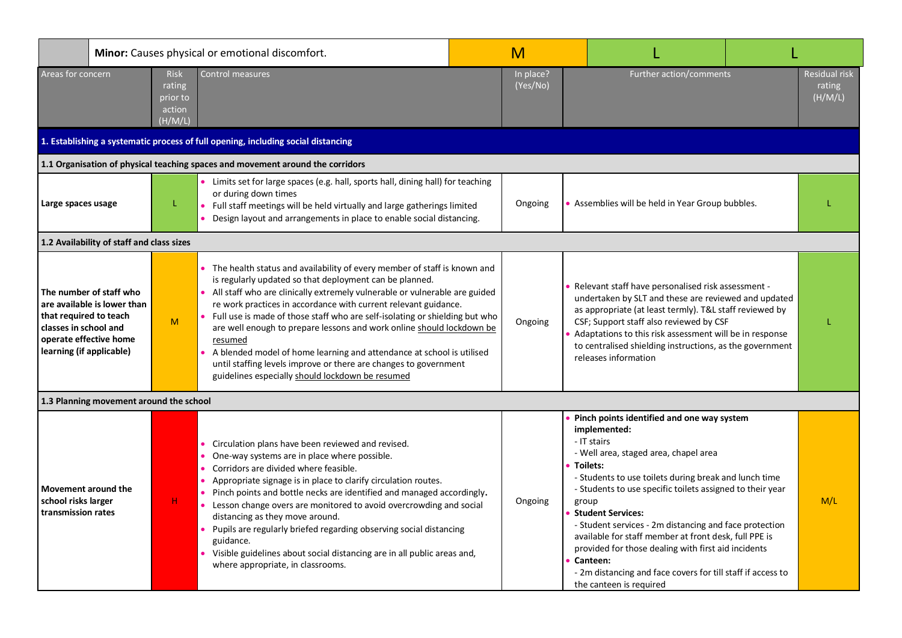| | Minor: Causes physical or emotional discomfort. | M | L | L |
|---|---|---|---|---|

| Areas for concern | Risk rating prior to action (H/M/L) | Control measures | In place? (Yes/No) | Further action/comments | Residual risk rating (H/M/L) |
|---|---|---|---|---|---|
| **1. Establishing a systematic process of full opening, including social distancing** | | | | | |
| **1.1 Organisation of physical teaching spaces and movement around the corridors** | | | | | |
| **Large spaces usage** | L | • Limits set for large spaces (e.g. hall, sports hall, dining hall) for teaching or during down times<br>• Full staff meetings will be held virtually and large gatherings limited<br>• Design layout and arrangements in place to enable social distancing. | Ongoing | • Assemblies will be held in Year Group bubbles. | L |
| **1.2 Availability of staff and class sizes** | | | | | |
| **The number of staff who are available is lower than that required to teach classes in school and operate effective home learning (if applicable)** | M | • The health status and availability of every member of staff is known and is regularly updated so that deployment can be planned.<br>• All staff who are clinically extremely vulnerable or vulnerable are guided re work practices in accordance with current relevant guidance.<br>• Full use is made of those staff who are self-isolating or shielding but who are well enough to prepare lessons and work online should lockdown be resumed<br>• A blended model of home learning and attendance at school is utilised until staffing levels improve or there are changes to government guidelines especially should lockdown be resumed | Ongoing | • Relevant staff have personalised risk assessment - undertaken by SLT and these are reviewed and updated as appropriate (at least termly). T&L staff reviewed by CSF; Support staff also reviewed by CSF<br>• Adaptations to this risk assessment will be in response to centralised shielding instructions, as the government releases information | L |
| **1.3 Planning movement around the school** | | | | | |
| **Movement around the school risks larger transmission rates** | H | • Circulation plans have been reviewed and revised.<br>• One-way systems are in place where possible.<br>• Corridors are divided where feasible.<br>• Appropriate signage is in place to clarify circulation routes.<br>• Pinch points and bottle necks are identified and managed accordingly.<br>• Lesson change overs are monitored to avoid overcrowding and social distancing as they move around.<br>• Pupils are regularly briefed regarding observing social distancing guidance.<br>• Visible guidelines about social distancing are in all public areas and, where appropriate, in classrooms. | Ongoing | • **Pinch points identified and one way system implemented:**<br>- IT stairs<br>- Well area, staged area, chapel area<br>• **Toilets:**<br>- Students to use toilets during break and lunch time<br>- Students to use specific toilets assigned to their year group<br>• **Student Services:**<br>- Student services - 2m distancing and face protection available for staff member at front desk, full PPE is provided for those dealing with first aid incidents<br>• **Canteen:**<br>- 2m distancing and face covers for till staff if access to the canteen is required | M/L |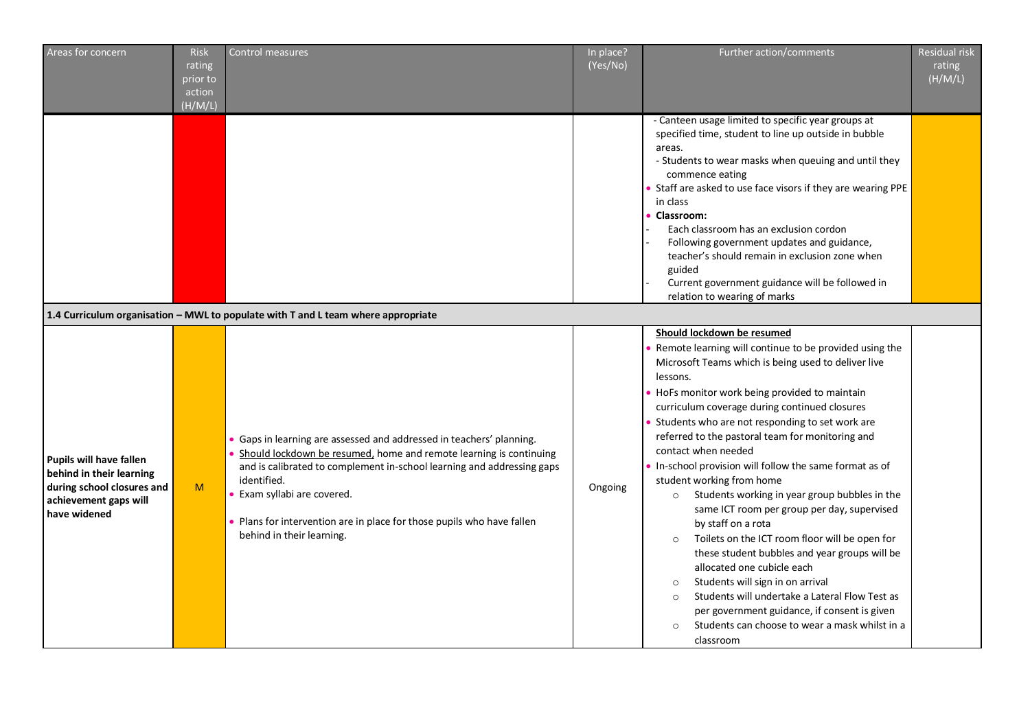| Areas for concern | Risk rating prior to action (H/M/L) | Control measures | In place? (Yes/No) | Further action/comments | Residual risk rating (H/M/L) |
|---|---|---|---|---|---|
| | | | | - Canteen usage limited to specific year groups at specified time, student to line up outside in bubble areas.<br>- Students to wear masks when queuing and until they commence eating<br>• Staff are asked to use face visors if they are wearing PPE in class<br>• **Classroom:**<br>- Each classroom has an exclusion cordon<br>- Following government updates and guidance, teacher's should remain in exclusion zone when guided<br>- Current government guidance will be followed in relation to wearing of marks | |
| **1.4 Curriculum organisation – MWL to populate with T and L team where appropriate** | | | | | |
| **Pupils will have fallen behind in their learning during school closures and achievement gaps will have widened** | M | • Gaps in learning are assessed and addressed in teachers' planning.<br>• Should lockdown be resumed, home and remote learning is continuing and is calibrated to complement in-school learning and addressing gaps identified.<br>• Exam syllabi are covered.<br>• Plans for intervention are in place for those pupils who have fallen behind in their learning. | Ongoing | **Should lockdown be resumed**<br>• Remote learning will continue to be provided using the Microsoft Teams which is being used to deliver live lessons.<br>• HoFs monitor work being provided to maintain curriculum coverage during continued closures<br>• Students who are not responding to set work are referred to the pastoral team for monitoring and contact when needed<br>• In-school provision will follow the same format as of student working from home<br>○ Students working in year group bubbles in the same ICT room per group per day, supervised by staff on a rota<br>○ Toilets on the ICT room floor will be open for these student bubbles and year groups will be allocated one cubicle each<br>○ Students will sign in on arrival<br>○ Students will undertake a Lateral Flow Test as per government guidance, if consent is given<br>○ Students can choose to wear a mask whilst in a classroom | |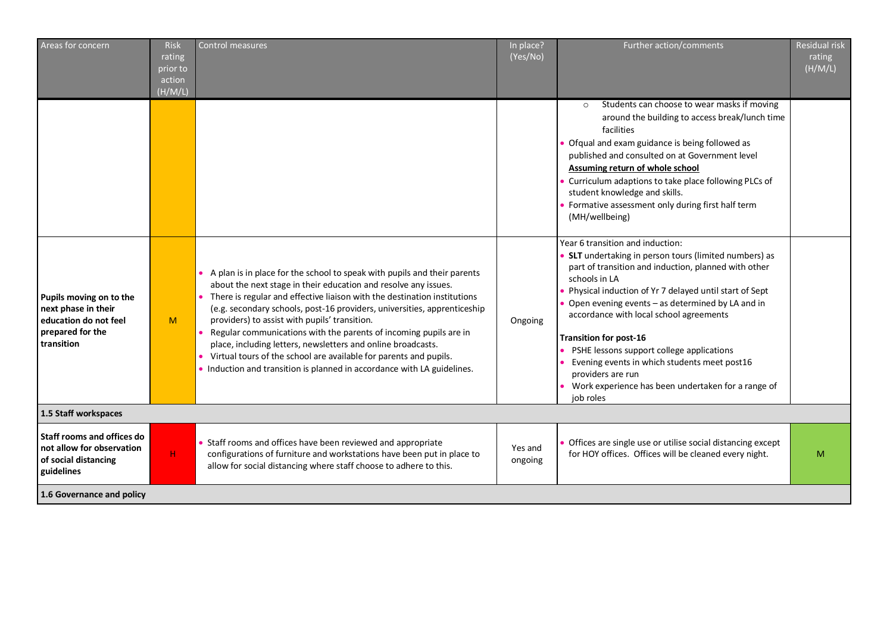| Areas for concern | Risk rating prior to action (H/M/L) | Control measures | In place? (Yes/No) | Further action/comments | Residual risk rating (H/M/L) |
|---|---|---|---|---|---|
| | | | | ◦ Students can choose to wear masks if moving around the building to access break/lunch time facilities<br>• Ofqual and exam guidance is being followed as published and consulted on at Government level<br>**Assuming return of whole school**<br>• Curriculum adaptions to take place following PLCs of student knowledge and skills.<br>• Formative assessment only during first half term (MH/wellbeing) | |
| **Pupils moving on to the next phase in their education do not feel prepared for the transition** | M | • A plan is in place for the school to speak with pupils and their parents about the next stage in their education and resolve any issues.<br>• There is regular and effective liaison with the destination institutions (e.g. secondary schools, post-16 providers, universities, apprenticeship providers) to assist with pupils' transition.<br>• Regular communications with the parents of incoming pupils are in place, including letters, newsletters and online broadcasts.<br>• Virtual tours of the school are available for parents and pupils.<br>• Induction and transition is planned in accordance with LA guidelines. | Ongoing | Year 6 transition and induction:<br>• **SLT** undertaking in person tours (limited numbers) as part of transition and induction, planned with other schools in LA<br>• Physical induction of Yr 7 delayed until start of Sept<br>• Open evening events – as determined by LA and in accordance with local school agreements<br><br>**Transition for post-16**<br>• PSHE lessons support college applications<br>• Evening events in which students meet post16 providers are run<br>• Work experience has been undertaken for a range of job roles | |
| **1.5 Staff workspaces** | | | | | |
| **Staff rooms and offices do not allow for observation of social distancing guidelines** | H | • Staff rooms and offices have been reviewed and appropriate configurations of furniture and workstations have been put in place to allow for social distancing where staff choose to adhere to this. | Yes and ongoing | • Offices are single use or utilise social distancing except for HOY offices. Offices will be cleaned every night. | M |
| **1.6 Governance and policy** | | | | | |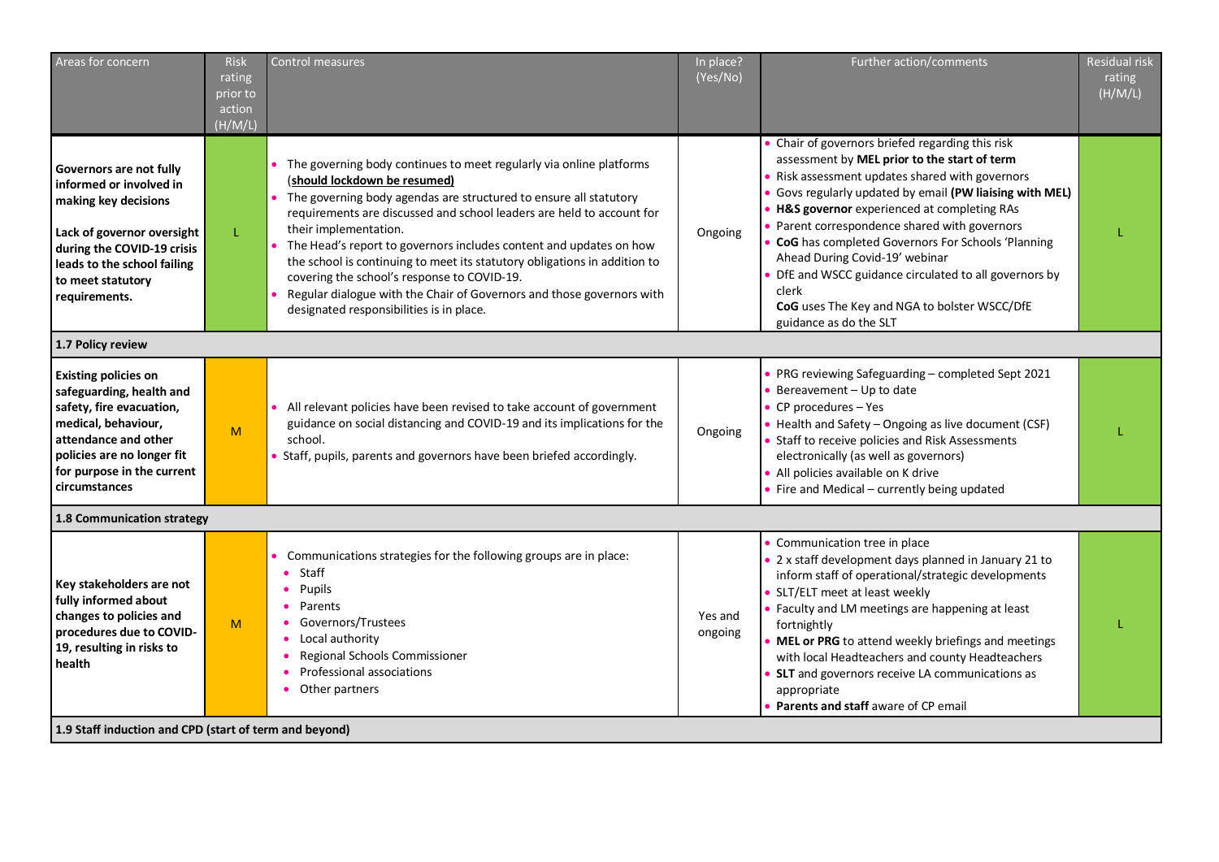| Areas for concern | Risk rating prior to action (H/M/L) | Control measures | In place? (Yes/No) | Further action/comments | Residual risk rating (H/M/L) |
|---|---|---|---|---|---|
| **Governors are not fully informed or involved in making key decisions**<br><br>**Lack of governor oversight during the COVID-19 crisis leads to the school failing to meet statutory requirements.** | L | • The governing body continues to meet regularly via online platforms (**should lockdown be resumed)**<br>• The governing body agendas are structured to ensure all statutory requirements are discussed and school leaders are held to account for their implementation.<br>• The Head's report to governors includes content and updates on how the school is continuing to meet its statutory obligations in addition to covering the school's response to COVID-19.<br>• Regular dialogue with the Chair of Governors and those governors with designated responsibilities is in place. | Ongoing | • Chair of governors briefed regarding this risk assessment by **MEL prior to the start of term**<br>• Risk assessment updates shared with governors<br>• Govs regularly updated by email **(PW liaising with MEL)**<br>• **H&S governor** experienced at completing RAs<br>• Parent correspondence shared with governors<br>• **CoG** has completed Governors For Schools 'Planning Ahead During Covid-19' webinar<br>• DfE and WSCC guidance circulated to all governors by clerk<br>**CoG** uses The Key and NGA to bolster WSCC/DfE guidance as do the SLT | L |
| **1.7 Policy review** | | | | | |
| **Existing policies on safeguarding, health and safety, fire evacuation, medical, behaviour, attendance and other policies are no longer fit for purpose in the current circumstances** | M | • All relevant policies have been revised to take account of government guidance on social distancing and COVID-19 and its implications for the school.<br>• Staff, pupils, parents and governors have been briefed accordingly. | Ongoing | • PRG reviewing Safeguarding – completed Sept 2021<br>• Bereavement – Up to date<br>• CP procedures – Yes<br>• Health and Safety – Ongoing as live document (CSF)<br>• Staff to receive policies and Risk Assessments electronically (as well as governors)<br>• All policies available on K drive<br>• Fire and Medical – currently being updated | L |
| **1.8 Communication strategy** | | | | | |
| **Key stakeholders are not fully informed about changes to policies and procedures due to COVID-19, resulting in risks to health** | M | • Communications strategies for the following groups are in place:<br>  • Staff<br>  • Pupils<br>  • Parents<br>  • Governors/Trustees<br>  • Local authority<br>  • Regional Schools Commissioner<br>  • Professional associations<br>  • Other partners | Yes and ongoing | • Communication tree in place<br>• 2 x staff development days planned in January 21 to inform staff of operational/strategic developments<br>• SLT/ELT meet at least weekly<br>• Faculty and LM meetings are happening at least fortnightly<br>• **MEL or PRG** to attend weekly briefings and meetings with local Headteachers and county Headteachers<br>• **SLT** and governors receive LA communications as appropriate<br>• **Parents and staff** aware of CP email | L |
| **1.9 Staff induction and CPD (start of term and beyond)** | | | | | |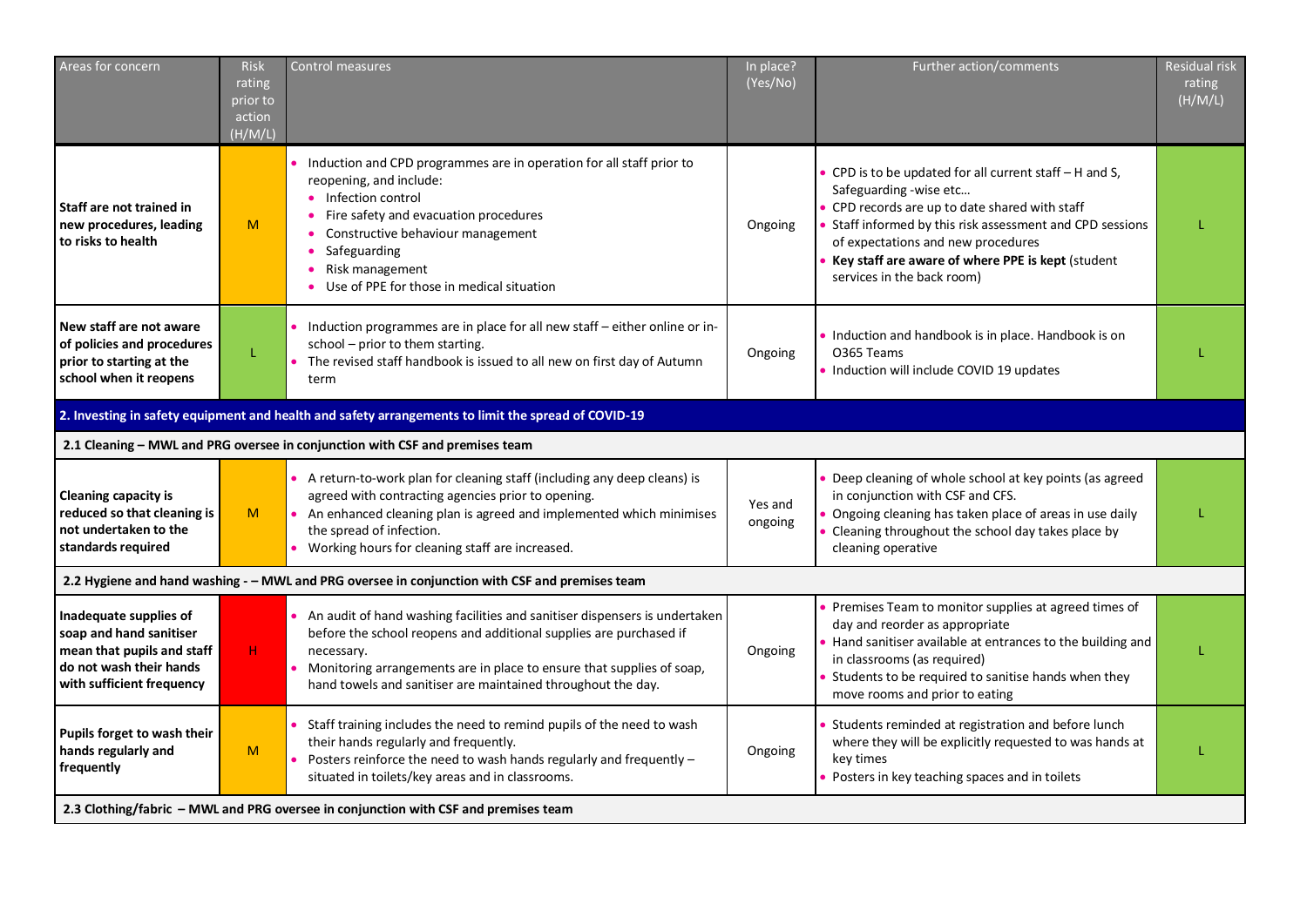| Areas for concern | Risk rating prior to action (H/M/L) | Control measures | In place? (Yes/No) | Further action/comments | Residual risk rating (H/M/L) |
|---|---|---|---|---|---|
| **Staff are not trained in new procedures, leading to risks to health** | M | • Induction and CPD programmes are in operation for all staff prior to reopening, and include:<br>• Infection control<br>• Fire safety and evacuation procedures<br>• Constructive behaviour management<br>• Safeguarding<br>• Risk management<br>• Use of PPE for those in medical situation | Ongoing | • CPD is to be updated for all current staff – H and S, Safeguarding -wise etc…<br>• CPD records are up to date shared with staff<br>• Staff informed by this risk assessment and CPD sessions of expectations and new procedures<br>• **Key staff are aware of where PPE is kept** (student services in the back room) | L |
| **New staff are not aware of policies and procedures prior to starting at the school when it reopens** | L | • Induction programmes are in place for all new staff – either online or in-school – prior to them starting.<br>• The revised staff handbook is issued to all new on first day of Autumn term | Ongoing | • Induction and handbook is in place. Handbook is on O365 Teams<br>• Induction will include COVID 19 updates | L |
| **2. Investing in safety equipment and health and safety arrangements to limit the spread of COVID-19** | | | | | |
| **2.1 Cleaning – MWL and PRG oversee in conjunction with CSF and premises team** | | | | | |
| **Cleaning capacity is reduced so that cleaning is not undertaken to the standards required** | M | • A return-to-work plan for cleaning staff (including any deep cleans) is agreed with contracting agencies prior to opening.<br>• An enhanced cleaning plan is agreed and implemented which minimises the spread of infection.<br>• Working hours for cleaning staff are increased. | Yes and ongoing | • Deep cleaning of whole school at key points (as agreed in conjunction with CSF and CFS.<br>• Ongoing cleaning has taken place of areas in use daily<br>• Cleaning throughout the school day takes place by cleaning operative | L |
| **2.2 Hygiene and hand washing - – MWL and PRG oversee in conjunction with CSF and premises team** | | | | | |
| **Inadequate supplies of soap and hand sanitiser mean that pupils and staff do not wash their hands with sufficient frequency** | H | • An audit of hand washing facilities and sanitiser dispensers is undertaken before the school reopens and additional supplies are purchased if necessary.<br>• Monitoring arrangements are in place to ensure that supplies of soap, hand towels and sanitiser are maintained throughout the day. | Ongoing | • Premises Team to monitor supplies at agreed times of day and reorder as appropriate<br>• Hand sanitiser available at entrances to the building and in classrooms (as required)<br>• Students to be required to sanitise hands when they move rooms and prior to eating | L |
| **Pupils forget to wash their hands regularly and frequently** | M | • Staff training includes the need to remind pupils of the need to wash their hands regularly and frequently.<br>• Posters reinforce the need to wash hands regularly and frequently – situated in toilets/key areas and in classrooms. | Ongoing | • Students reminded at registration and before lunch where they will be explicitly requested to was hands at key times<br>• Posters in key teaching spaces and in toilets | L |
| **2.3 Clothing/fabric – MWL and PRG oversee in conjunction with CSF and premises team** | | | | | |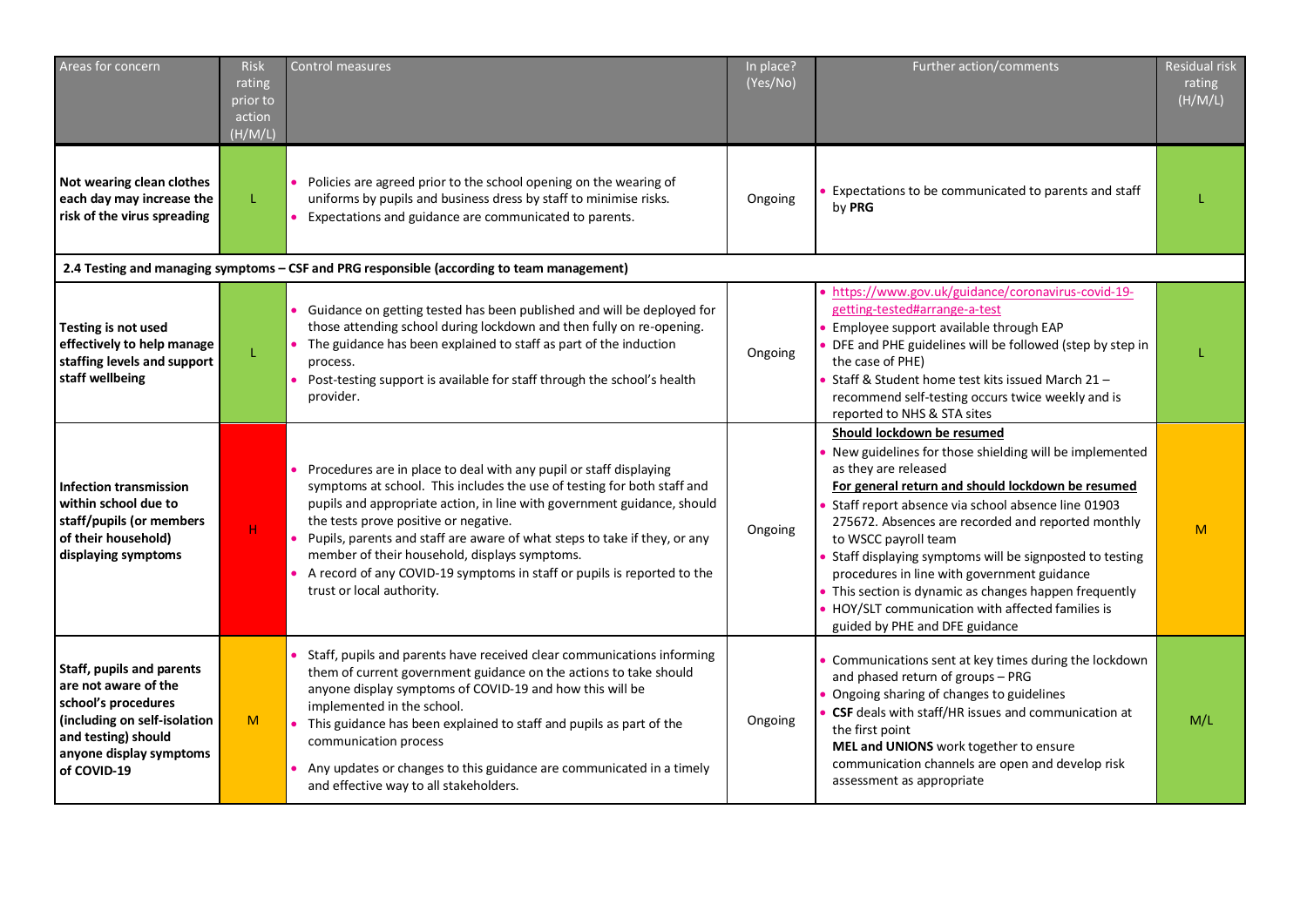| Areas for concern | Risk rating prior to action (H/M/L) | Control measures | In place? (Yes/No) | Further action/comments | Residual risk rating (H/M/L) |
|---|---|---|---|---|---|
| **Not wearing clean clothes each day may increase the risk of the virus spreading** | L | • Policies are agreed prior to the school opening on the wearing of uniforms by pupils and business dress by staff to minimise risks.<br>• Expectations and guidance are communicated to parents. | Ongoing | • Expectations to be communicated to parents and staff by **PRG** | L |
| **2.4 Testing and managing symptoms – CSF and PRG responsible (according to team management)** | | | | | |
| **Testing is not used effectively to help manage staffing levels and support staff wellbeing** | L | • Guidance on getting tested has been published and will be deployed for those attending school during lockdown and then fully on re-opening.<br>• The guidance has been explained to staff as part of the induction process.<br>• Post-testing support is available for staff through the school's health provider. | Ongoing | • https://www.gov.uk/guidance/coronavirus-covid-19-getting-tested#arrange-a-test<br>• Employee support available through EAP<br>• DFE and PHE guidelines will be followed (step by step in the case of PHE)<br>• Staff & Student home test kits issued March 21 – recommend self-testing occurs twice weekly and is reported to NHS & STA sites | L |
| **Infection transmission within school due to staff/pupils (or members of their household) displaying symptoms** | H | • Procedures are in place to deal with any pupil or staff displaying symptoms at school. This includes the use of testing for both staff and pupils and appropriate action, in line with government guidance, should the tests prove positive or negative.<br>• Pupils, parents and staff are aware of what steps to take if they, or any member of their household, displays symptoms.<br>• A record of any COVID-19 symptoms in staff or pupils is reported to the trust or local authority. | Ongoing | **Should lockdown be resumed**<br>• New guidelines for those shielding will be implemented as they are released<br>**For general return and should lockdown be resumed**<br>• Staff report absence via school absence line 01903 275672. Absences are recorded and reported monthly to WSCC payroll team<br>• Staff displaying symptoms will be signposted to testing procedures in line with government guidance<br>• This section is dynamic as changes happen frequently<br>• HOY/SLT communication with affected families is guided by PHE and DFE guidance | M |
| **Staff, pupils and parents are not aware of the school's procedures (including on self-isolation and testing) should anyone display symptoms of COVID-19** | M | • Staff, pupils and parents have received clear communications informing them of current government guidance on the actions to take should anyone display symptoms of COVID-19 and how this will be implemented in the school.<br>• This guidance has been explained to staff and pupils as part of the communication process<br>• Any updates or changes to this guidance are communicated in a timely and effective way to all stakeholders. | Ongoing | • Communications sent at key times during the lockdown and phased return of groups – PRG<br>• Ongoing sharing of changes to guidelines<br>• **CSF** deals with staff/HR issues and communication at the first point<br>**MEL and UNIONS** work together to ensure communication channels are open and develop risk assessment as appropriate | M/L |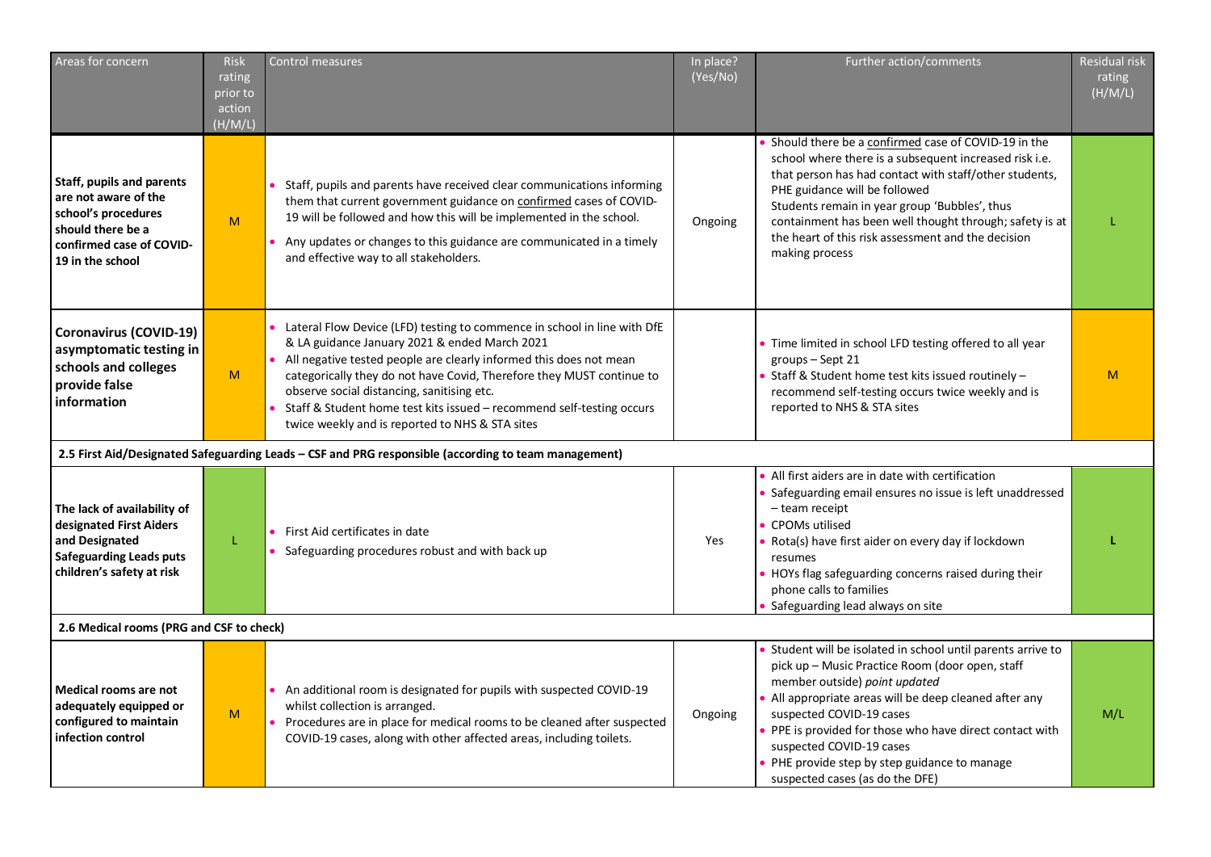| Areas for concern | Risk rating prior to action (H/M/L) | Control measures | In place? (Yes/No) | Further action/comments | Residual risk rating (H/M/L) |
|---|---|---|---|---|---|
| **Staff, pupils and parents are not aware of the school's procedures should there be a confirmed case of COVID-19 in the school** | M | • Staff, pupils and parents have received clear communications informing them that current government guidance on confirmed cases of COVID-19 will be followed and how this will be implemented in the school.<br>• Any updates or changes to this guidance are communicated in a timely and effective way to all stakeholders. | Ongoing | • Should there be a confirmed case of COVID-19 in the school where there is a subsequent increased risk i.e. that person has had contact with staff/other students, PHE guidance will be followed<br>Students remain in year group 'Bubbles', thus containment has been well thought through; safety is at the heart of this risk assessment and the decision making process | L |
| **Coronavirus (COVID-19) asymptomatic testing in schools and colleges provide false information** | M | • Lateral Flow Device (LFD) testing to commence in school in line with DfE & LA guidance January 2021 & ended March 2021<br>• All negative tested people are clearly informed this does not mean categorically they do not have Covid, Therefore they MUST continue to observe social distancing, sanitising etc.<br>• Staff & Student home test kits issued – recommend self-testing occurs twice weekly and is reported to NHS & STA sites | | • Time limited in school LFD testing offered to all year groups – Sept 21<br>• Staff & Student home test kits issued routinely – recommend self-testing occurs twice weekly and is reported to NHS & STA sites | M |
| **2.5 First Aid/Designated Safeguarding Leads – CSF and PRG responsible (according to team management)** | | | | | |
| **The lack of availability of designated First Aiders and Designated Safeguarding Leads puts children's safety at risk** | L | • First Aid certificates in date<br>• Safeguarding procedures robust and with back up | Yes | • All first aiders are in date with certification<br>• Safeguarding email ensures no issue is left unaddressed – team receipt<br>• CPOMs utilised<br>• Rota(s) have first aider on every day if lockdown resumes<br>• HOYs flag safeguarding concerns raised during their phone calls to families<br>• Safeguarding lead always on site | **L** |
| **2.6 Medical rooms (PRG and CSF to check)** | | | | | |
| **Medical rooms are not adequately equipped or configured to maintain infection control** | M | • An additional room is designated for pupils with suspected COVID-19 whilst collection is arranged.<br>• Procedures are in place for medical rooms to be cleaned after suspected COVID-19 cases, along with other affected areas, including toilets. | Ongoing | • Student will be isolated in school until parents arrive to pick up – Music Practice Room (door open, staff member outside) *point updated*<br>• All appropriate areas will be deep cleaned after any suspected COVID-19 cases<br>• PPE is provided for those who have direct contact with suspected COVID-19 cases<br>• PHE provide step by step guidance to manage suspected cases (as do the DFE) | M/L |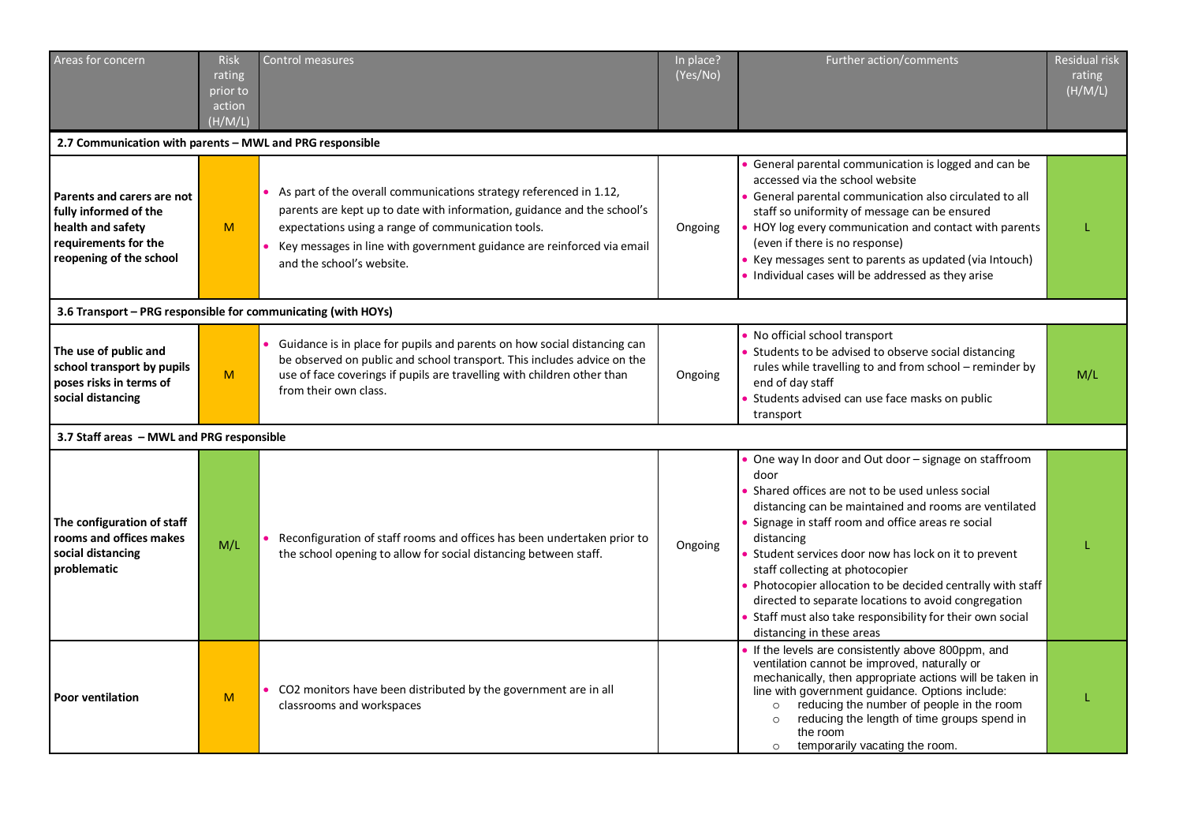| Areas for concern | Risk rating prior to action (H/M/L) | Control measures | In place? (Yes/No) | Further action/comments | Residual risk rating (H/M/L) |
|---|---|---|---|---|---|
| **2.7 Communication with parents – MWL and PRG responsible** | | | | | |
| **Parents and carers are not fully informed of the health and safety requirements for the reopening of the school** | M | • As part of the overall communications strategy referenced in 1.12, parents are kept up to date with information, guidance and the school's expectations using a range of communication tools.<br>• Key messages in line with government guidance are reinforced via email and the school's website. | Ongoing | • General parental communication is logged and can be accessed via the school website<br>• General parental communication also circulated to all staff so uniformity of message can be ensured<br>• HOY log every communication and contact with parents (even if there is no response)<br>• Key messages sent to parents as updated (via Intouch)<br>• Individual cases will be addressed as they arise | L |
| **3.6 Transport – PRG responsible for communicating (with HOYs)** | | | | | |
| **The use of public and school transport by pupils poses risks in terms of social distancing** | M | • Guidance is in place for pupils and parents on how social distancing can be observed on public and school transport. This includes advice on the use of face coverings if pupils are travelling with children other than from their own class. | Ongoing | • No official school transport<br>• Students to be advised to observe social distancing rules while travelling to and from school – reminder by end of day staff<br>• Students advised can use face masks on public transport | M/L |
| **3.7 Staff areas – MWL and PRG responsible** | | | | | |
| **The configuration of staff rooms and offices makes social distancing problematic** | M/L | • Reconfiguration of staff rooms and offices has been undertaken prior to the school opening to allow for social distancing between staff. | Ongoing | • One way In door and Out door – signage on staffroom door<br>• Shared offices are not to be used unless social distancing can be maintained and rooms are ventilated<br>• Signage in staff room and office areas re social distancing<br>• Student services door now has lock on it to prevent staff collecting at photocopier<br>• Photocopier allocation to be decided centrally with staff directed to separate locations to avoid congregation<br>• Staff must also take responsibility for their own social distancing in these areas | L |
| **Poor ventilation** | M | • CO2 monitors have been distributed by the government are in all classrooms and workspaces | | • If the levels are consistently above 800ppm, and ventilation cannot be improved, naturally or mechanically, then appropriate actions will be taken in line with government guidance. Options include:<br>  ○ reducing the number of people in the room<br>  ○ reducing the length of time groups spend in the room<br>  ○ temporarily vacating the room. | L |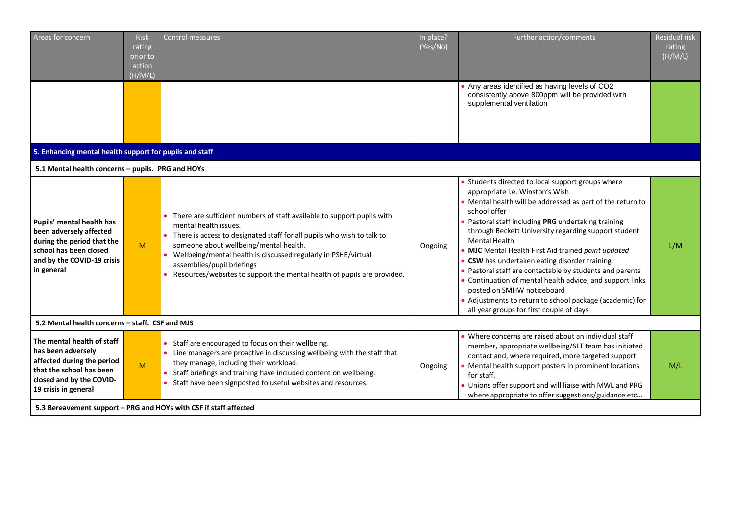| Areas for concern | Risk rating prior to action (H/M/L) | Control measures | In place? (Yes/No) | Further action/comments | Residual risk rating (H/M/L) |
|---|---|---|---|---|---|
| | | | | • Any areas identified as having levels of $CO_2$ consistently above 800ppm will be provided with supplemental ventilation | |
| **5. Enhancing mental health support for pupils and staff** | | | | | |
| **5.1 Mental health concerns – pupils. PRG and HOYs** | | | | | |
| **Pupils' mental health has been adversely affected during the period that the school has been closed and by the COVID-19 crisis in general** | M | • There are sufficient numbers of staff available to support pupils with mental health issues.<br>• There is access to designated staff for all pupils who wish to talk to someone about wellbeing/mental health.<br>• Wellbeing/mental health is discussed regularly in PSHE/virtual assemblies/pupil briefings<br>• Resources/websites to support the mental health of pupils are provided. | Ongoing | • Students directed to local support groups where appropriate i.e. Winston's Wish<br>• Mental health will be addressed as part of the return to school offer<br>• Pastoral staff including **PRG** undertaking training through Beckett University regarding support student Mental Health<br>• **MJC** Mental Health First Aid trained *point updated*<br>• **CSW** has undertaken eating disorder training.<br>• Pastoral staff are contactable by students and parents<br>• Continuation of mental health advice, and support links posted on SMHW noticeboard<br>• Adjustments to return to school package (academic) for all year groups for first couple of days | L/M |
| **5.2 Mental health concerns – staff. CSF and MJS** | | | | | |
| **The mental health of staff has been adversely affected during the period that the school has been closed and by the COVID-19 crisis in general** | M | • Staff are encouraged to focus on their wellbeing.<br>• Line managers are proactive in discussing wellbeing with the staff that they manage, including their workload.<br>• Staff briefings and training have included content on wellbeing.<br>• Staff have been signposted to useful websites and resources. | Ongoing | • Where concerns are raised about an individual staff member, appropriate wellbeing/SLT team has initiated contact and, where required, more targeted support<br>• Mental health support posters in prominent locations for staff.<br>• Unions offer support and will liaise with MWL and PRG where appropriate to offer suggestions/guidance etc... | M/L |
| **5.3 Bereavement support – PRG and HOYs with CSF if staff affected** | | | | | |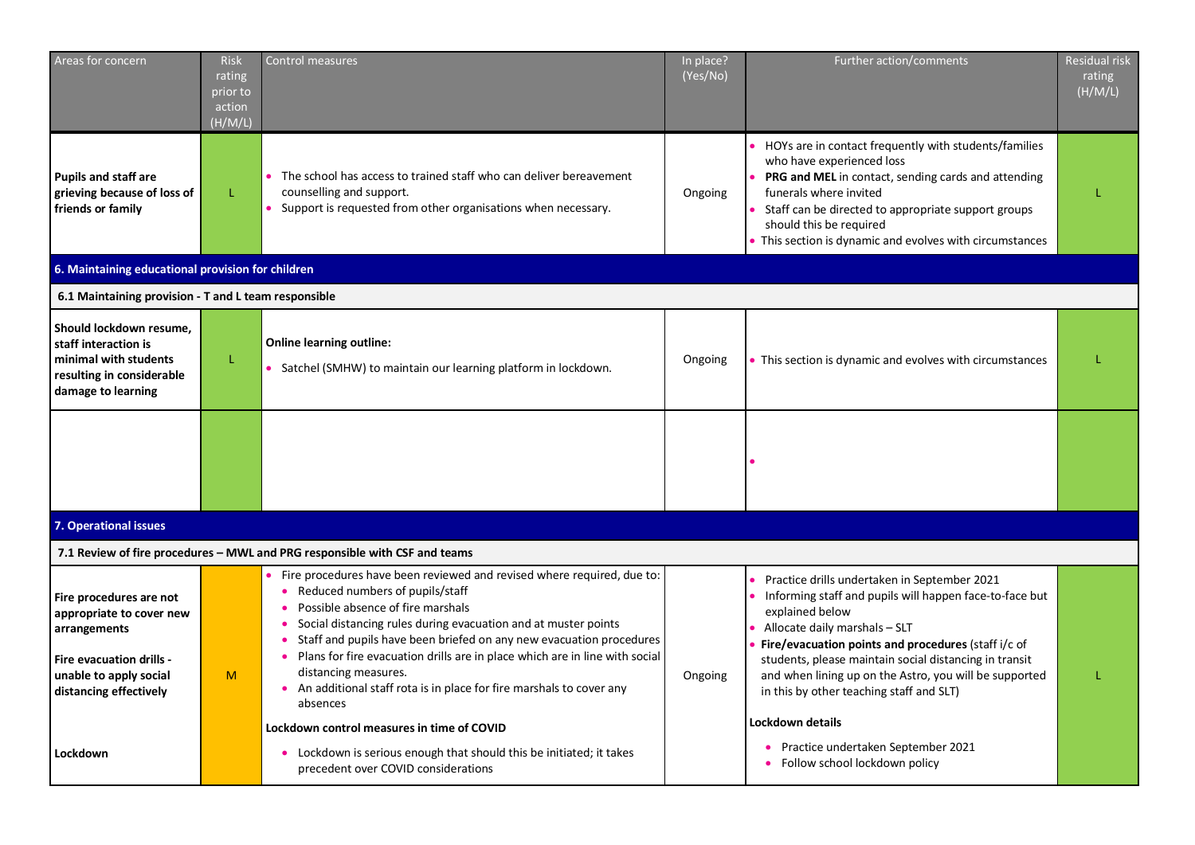| Areas for concern | Risk rating prior to action (H/M/L) | Control measures | In place? (Yes/No) | Further action/comments | Residual risk rating (H/M/L) |
|---|---|---|---|---|---|
| **Pupils and staff are grieving because of loss of friends or family** | L | • The school has access to trained staff who can deliver bereavement counselling and support.<br>• Support is requested from other organisations when necessary. | Ongoing | • HOYs are in contact frequently with students/families who have experienced loss<br>• **PRG and MEL** in contact, sending cards and attending funerals where invited<br>• Staff can be directed to appropriate support groups should this be required<br>• This section is dynamic and evolves with circumstances | L |
| **6. Maintaining educational provision for children** | | | | | |
| **6.1 Maintaining provision - T and L team responsible** | | | | | |
| **Should lockdown resume, staff interaction is minimal with students resulting in considerable damage to learning** | L | **Online learning outline:**<br>• Satchel (SMHW) to maintain our learning platform in lockdown. | Ongoing | • This section is dynamic and evolves with circumstances | L |
| | | | | • | |
| **7. Operational issues** | | | | | |
| **7.1 Review of fire procedures – MWL and PRG responsible with CSF and teams** | | | | | |
| **Fire procedures are not appropriate to cover new arrangements**<br><br>**Fire evacuation drills - unable to apply social distancing effectively**<br><br>**Lockdown** | M | • Fire procedures have been reviewed and revised where required, due to:<br>• Reduced numbers of pupils/staff<br>• Possible absence of fire marshals<br>• Social distancing rules during evacuation and at muster points<br>• Staff and pupils have been briefed on any new evacuation procedures<br>• Plans for fire evacuation drills are in place which are in line with social distancing measures.<br>• An additional staff rota is in place for fire marshals to cover any absences<br><br>**Lockdown control measures in time of COVID**<br>• Lockdown is serious enough that should this be initiated; it takes precedent over COVID considerations | Ongoing | • Practice drills undertaken in September 2021<br>• Informing staff and pupils will happen face-to-face but explained below<br>• Allocate daily marshals – SLT<br>• **Fire/evacuation points and procedures** (staff i/c of students, please maintain social distancing in transit and when lining up on the Astro, you will be supported in this by other teaching staff and SLT)<br><br>**Lockdown details**<br>• Practice undertaken September 2021<br>• Follow school lockdown policy | L |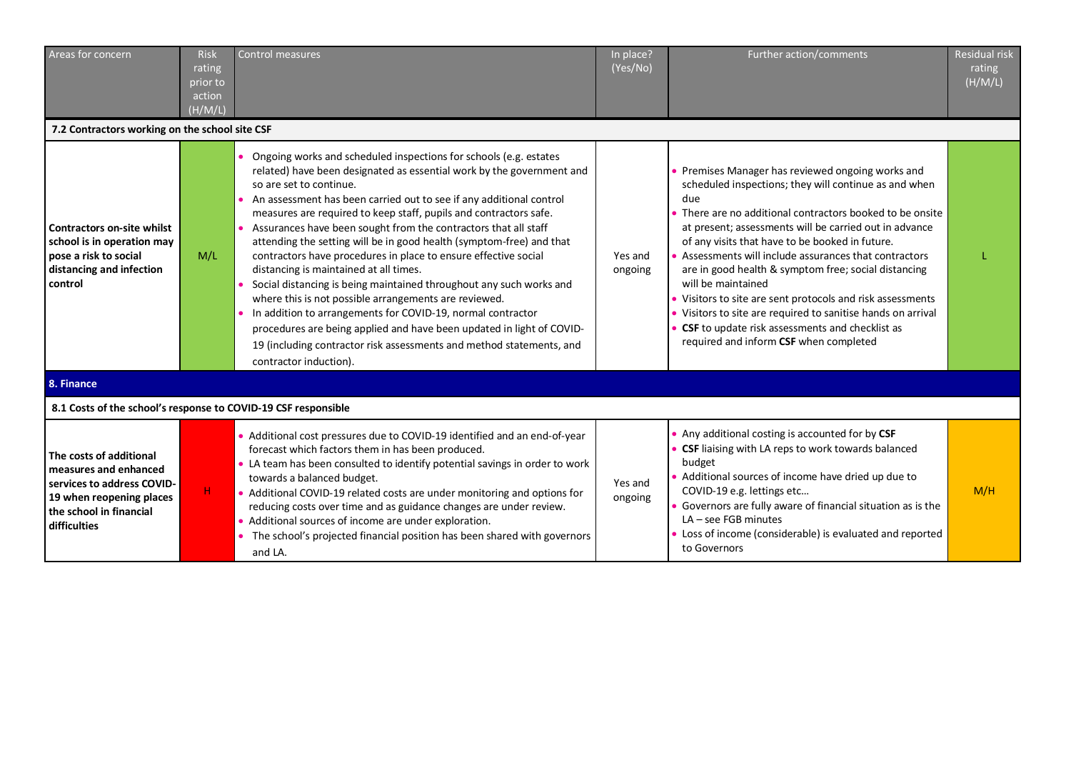| Areas for concern | Risk rating prior to action (H/M/L) | Control measures | In place? (Yes/No) | Further action/comments | Residual risk rating (H/M/L) |
|---|---|---|---|---|---|
| **7.2 Contractors working on the school site CSF** | | | | | |
| **Contractors on-site whilst school is in operation may pose a risk to social distancing and infection control** | M/L | • Ongoing works and scheduled inspections for schools (e.g. estates related) have been designated as essential work by the government and so are set to continue.<br>• An assessment has been carried out to see if any additional control measures are required to keep staff, pupils and contractors safe.<br>• Assurances have been sought from the contractors that all staff attending the setting will be in good health (symptom-free) and that contractors have procedures in place to ensure effective social distancing is maintained at all times.<br>• Social distancing is being maintained throughout any such works and where this is not possible arrangements are reviewed.<br>• In addition to arrangements for COVID-19, normal contractor procedures are being applied and have been updated in light of COVID-19 (including contractor risk assessments and method statements, and contractor induction). | Yes and ongoing | • Premises Manager has reviewed ongoing works and scheduled inspections; they will continue as and when due<br>• There are no additional contractors booked to be onsite at present; assessments will be carried out in advance of any visits that have to be booked in future.<br>• Assessments will include assurances that contractors are in good health & symptom free; social distancing will be maintained<br>• Visitors to site are sent protocols and risk assessments<br>• Visitors to site are required to sanitise hands on arrival<br>• **CSF** to update risk assessments and checklist as required and inform **CSF** when completed | L |
| **8. Finance** | | | | | |
| **8.1 Costs of the school's response to COVID-19 CSF responsible** | | | | | |
| **The costs of additional measures and enhanced services to address COVID-19 when reopening places the school in financial difficulties** | H | • Additional cost pressures due to COVID-19 identified and an end-of-year forecast which factors them in has been produced.<br>• LA team has been consulted to identify potential savings in order to work towards a balanced budget.<br>• Additional COVID-19 related costs are under monitoring and options for reducing costs over time and as guidance changes are under review.<br>• Additional sources of income are under exploration.<br>• The school's projected financial position has been shared with governors and LA. | Yes and ongoing | • Any additional costing is accounted for by **CSF**<br>• **CSF** liaising with LA reps to work towards balanced budget<br>• Additional sources of income have dried up due to COVID-19 e.g. lettings etc…<br>• Governors are fully aware of financial situation as is the LA – see FGB minutes<br>• Loss of income (considerable) is evaluated and reported to Governors | M/H |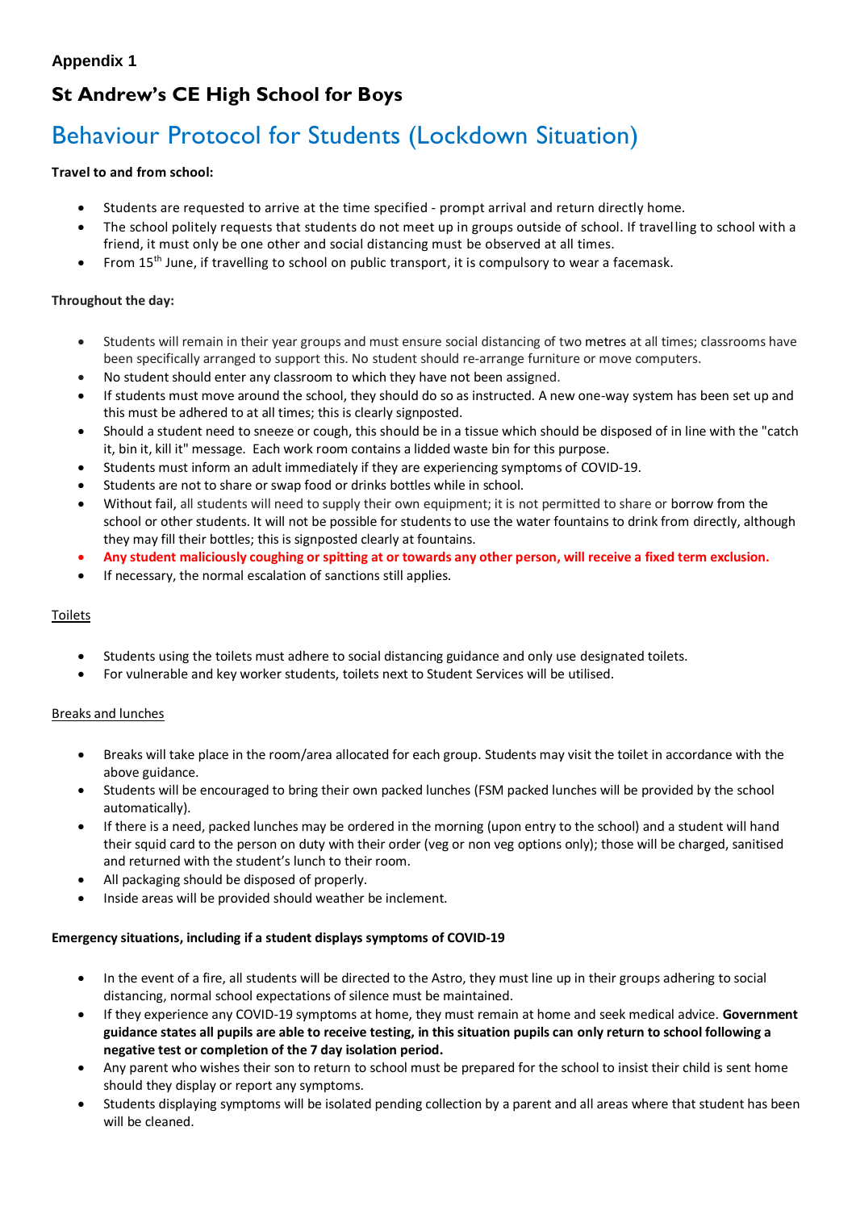**Appendix 1**

## St Andrew's CE High School for Boys

# Behaviour Protocol for Students (Lockdown Situation)

**Travel to and from school:**

- Students are requested to arrive at the time specified - prompt arrival and return directly home.
- The school politely requests that students do not meet up in groups outside of school. If travelling to school with a friend, it must only be one other and social distancing must be observed at all times.
- From 15th June, if travelling to school on public transport, it is compulsory to wear a facemask.

**Throughout the day:**

- Students will remain in their year groups and must ensure social distancing of two metres at all times; classrooms have been specifically arranged to support this. No student should re-arrange furniture or move computers.
- No student should enter any classroom to which they have not been assigned.
- If students must move around the school, they should do so as instructed. A new one-way system has been set up and this must be adhered to at all times; this is clearly signposted.
- Should a student need to sneeze or cough, this should be in a tissue which should be disposed of in line with the "catch it, bin it, kill it" message. Each work room contains a lidded waste bin for this purpose.
- Students must inform an adult immediately if they are experiencing symptoms of COVID-19.
- Students are not to share or swap food or drinks bottles while in school.
- Without fail, all students will need to supply their own equipment; it is not permitted to share or borrow from the school or other students. It will not be possible for students to use the water fountains to drink from directly, although they may fill their bottles; this is signposted clearly at fountains.
- **Any student maliciously coughing or spitting at or towards any other person, will receive a fixed term exclusion.**
- If necessary, the normal escalation of sanctions still applies.

Toilets

- Students using the toilets must adhere to social distancing guidance and only use designated toilets.
- For vulnerable and key worker students, toilets next to Student Services will be utilised.

Breaks and lunches

- Breaks will take place in the room/area allocated for each group. Students may visit the toilet in accordance with the above guidance.
- Students will be encouraged to bring their own packed lunches (FSM packed lunches will be provided by the school automatically).
- If there is a need, packed lunches may be ordered in the morning (upon entry to the school) and a student will hand their squid card to the person on duty with their order (veg or non veg options only); those will be charged, sanitised and returned with the student's lunch to their room.
- All packaging should be disposed of properly.
- Inside areas will be provided should weather be inclement.

**Emergency situations, including if a student displays symptoms of COVID-19**

- In the event of a fire, all students will be directed to the Astro, they must line up in their groups adhering to social distancing, normal school expectations of silence must be maintained.
- If they experience any COVID-19 symptoms at home, they must remain at home and seek medical advice. **Government guidance states all pupils are able to receive testing, in this situation pupils can only return to school following a negative test or completion of the 7 day isolation period.**
- Any parent who wishes their son to return to school must be prepared for the school to insist their child is sent home should they display or report any symptoms.
- Students displaying symptoms will be isolated pending collection by a parent and all areas where that student has been will be cleaned.